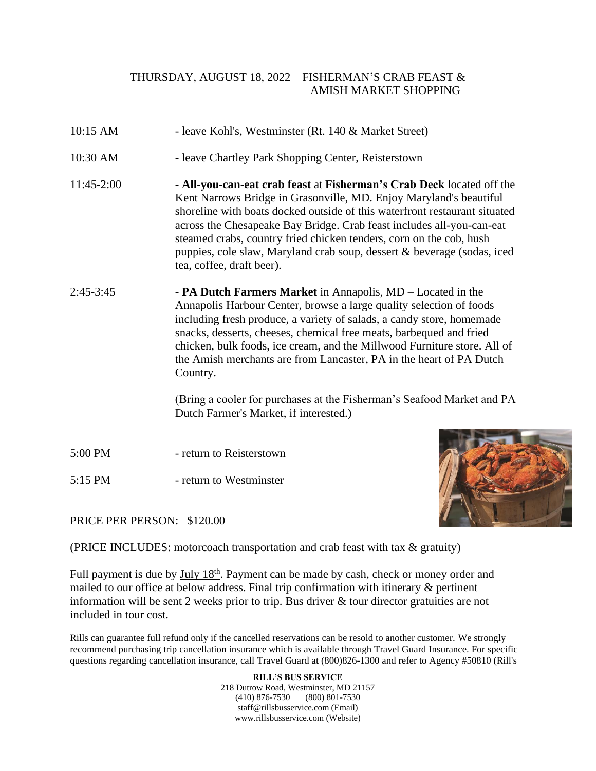## THURSDAY, AUGUST 18, 2022 – FISHERMAN'S CRAB FEAST & AMISH MARKET SHOPPING

| | |
|---|---|
| 10:15 AM | - leave Kohl's, Westminster (Rt. 140 & Market Street) |
| 10:30 AM | - leave Chartley Park Shopping Center, Reisterstown |
| 11:45-2:00 | - **All-you-can-eat crab feast** at **Fisherman's Crab Deck** located off the Kent Narrows Bridge in Grasonville, MD. Enjoy Maryland's beautiful shoreline with boats docked outside of this waterfront restaurant situated across the Chesapeake Bay Bridge. Crab feast includes all-you-can-eat steamed crabs, country fried chicken tenders, corn on the cob, hush puppies, cole slaw, Maryland crab soup, dessert & beverage (sodas, iced tea, coffee, draft beer). |
| 2:45-3:45 | - **PA Dutch Farmers Market** in Annapolis, MD – Located in the Annapolis Harbour Center, browse a large quality selection of foods including fresh produce, a variety of salads, a candy store, homemade snacks, desserts, cheeses, chemical free meats, barbequed and fried chicken, bulk foods, ice cream, and the Millwood Furniture store. All of the Amish merchants are from Lancaster, PA in the heart of PA Dutch Country. (Bring a cooler for purchases at the Fisherman's Seafood Market and PA Dutch Farmer's Market, if interested.) |
| 5:00 PM | - return to Reisterstown |
| 5:15 PM | - return to Westminster |

PRICE PER PERSON: $120.00

(PRICE INCLUDES: motorcoach transportation and crab feast with tax & gratuity)

Full payment is due by July 18th. Payment can be made by cash, check or money order and mailed to our office at below address. Final trip confirmation with itinerary & pertinent information will be sent 2 weeks prior to trip. Bus driver & tour director gratuities are not included in tour cost.

Rills can guarantee full refund only if the cancelled reservations can be resold to another customer. We strongly recommend purchasing trip cancellation insurance which is available through Travel Guard Insurance. For specific questions regarding cancellation insurance, call Travel Guard at (800)826-1300 and refer to Agency #50810 (Rill's

**RILL'S BUS SERVICE**
218 Dutrow Road, Westminster, MD 21157
(410) 876-7530 (800) 801-7530
staff@rillsbusservice.com (Email)
www.rillsbusservice.com (Website)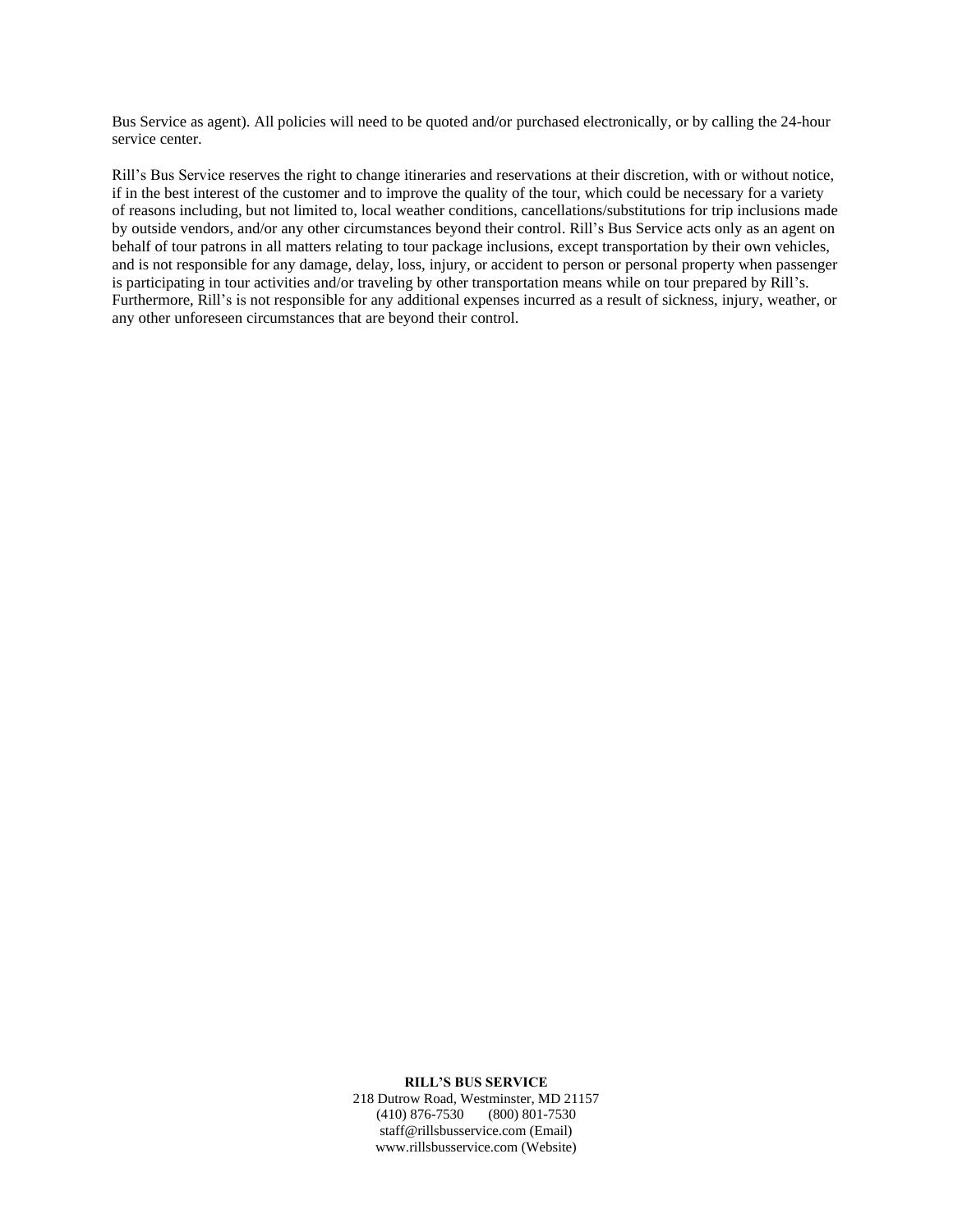Bus Service as agent). All policies will need to be quoted and/or purchased electronically, or by calling the 24-hour service center.

Rill's Bus Service reserves the right to change itineraries and reservations at their discretion, with or without notice, if in the best interest of the customer and to improve the quality of the tour, which could be necessary for a variety of reasons including, but not limited to, local weather conditions, cancellations/substitutions for trip inclusions made by outside vendors, and/or any other circumstances beyond their control. Rill's Bus Service acts only as an agent on behalf of tour patrons in all matters relating to tour package inclusions, except transportation by their own vehicles, and is not responsible for any damage, delay, loss, injury, or accident to person or personal property when passenger is participating in tour activities and/or traveling by other transportation means while on tour prepared by Rill's. Furthermore, Rill's is not responsible for any additional expenses incurred as a result of sickness, injury, weather, or any other unforeseen circumstances that are beyond their control.

**RILL'S BUS SERVICE**
218 Dutrow Road, Westminster, MD 21157
(410) 876-7530 (800) 801-7530
staff@rillsbusservice.com (Email)
www.rillsbusservice.com (Website)